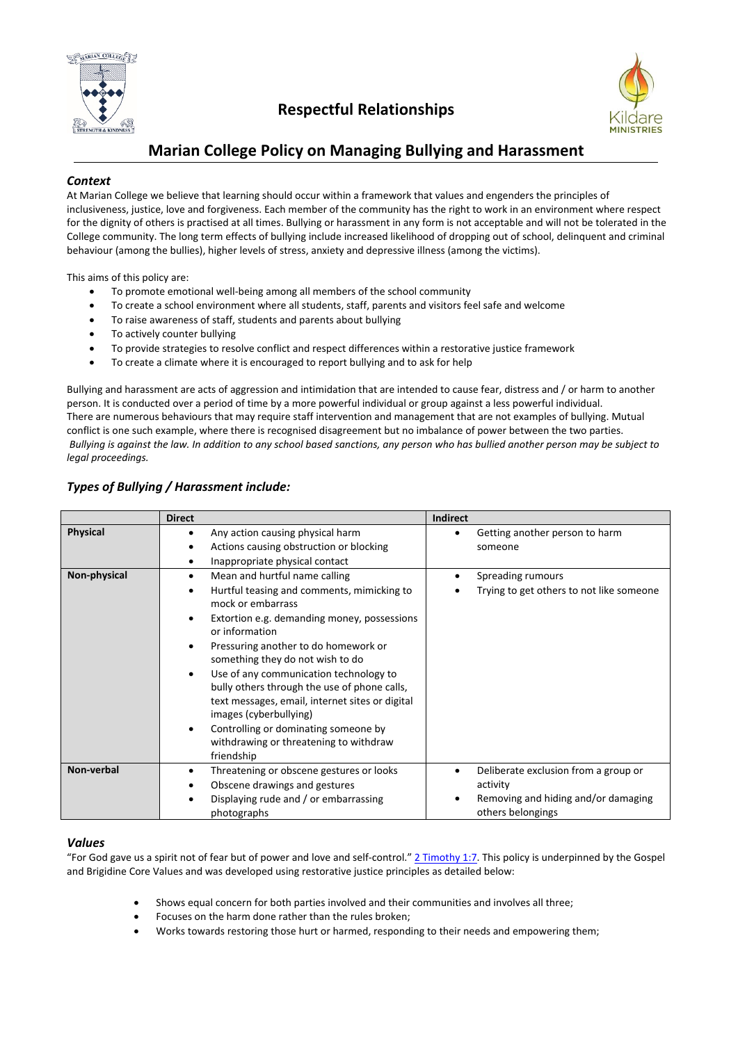# Respectful Relationships

## Marian College Policy on Managing Bullying and Harassment

### *Context*

At Marian College we believe that learning should occur within a framework that values and engenders the principles of inclusiveness, justice, love and forgiveness. Each member of the community has the right to work in an environment where respect for the dignity of others is practised at all times. Bullying or harassment in any form is not acceptable and will not be tolerated in the College community. The long term effects of bullying include increased likelihood of dropping out of school, delinquent and criminal behaviour (among the bullies), higher levels of stress, anxiety and depressive illness (among the victims).

This aims of this policy are:

- To promote emotional well-being among all members of the school community
- To create a school environment where all students, staff, parents and visitors feel safe and welcome
- To raise awareness of staff, students and parents about bullying
- To actively counter bullying
- To provide strategies to resolve conflict and respect differences within a restorative justice framework
- To create a climate where it is encouraged to report bullying and to ask for help

Bullying and harassment are acts of aggression and intimidation that are intended to cause fear, distress and / or harm to another person. It is conducted over a period of time by a more powerful individual or group against a less powerful individual.
There are numerous behaviours that may require staff intervention and management that are not examples of bullying. Mutual conflict is one such example, where there is recognised disagreement but no imbalance of power between the two parties.
*Bullying is against the law. In addition to any school based sanctions, any person who has bullied another person may be subject to legal proceedings.*

### *Types of Bullying / Harassment include:*

| | **Direct** | **Indirect** |
|---|---|---|
| **Physical** | • Any action causing physical harm<br>• Actions causing obstruction or blocking<br>• Inappropriate physical contact | • Getting another person to harm someone |
| **Non-physical** | • Mean and hurtful name calling<br>• Hurtful teasing and comments, mimicking to mock or embarrass<br>• Extortion e.g. demanding money, possessions or information<br>• Pressuring another to do homework or something they do not wish to do<br>• Use of any communication technology to bully others through the use of phone calls, text messages, email, internet sites or digital images (cyberbullying)<br>• Controlling or dominating someone by withdrawing or threatening to withdraw friendship | • Spreading rumours<br>• Trying to get others to not like someone |
| **Non-verbal** | • Threatening or obscene gestures or looks<br>• Obscene drawings and gestures<br>• Displaying rude and / or embarrassing photographs | • Deliberate exclusion from a group or activity<br>• Removing and hiding and/or damaging others belongings |

### *Values*

"For God gave us a spirit not of fear but of power and love and self-control." 2 Timothy 1:7. This policy is underpinned by the Gospel and Brigidine Core Values and was developed using restorative justice principles as detailed below:

- Shows equal concern for both parties involved and their communities and involves all three;
- Focuses on the harm done rather than the rules broken;
- Works towards restoring those hurt or harmed, responding to their needs and empowering them;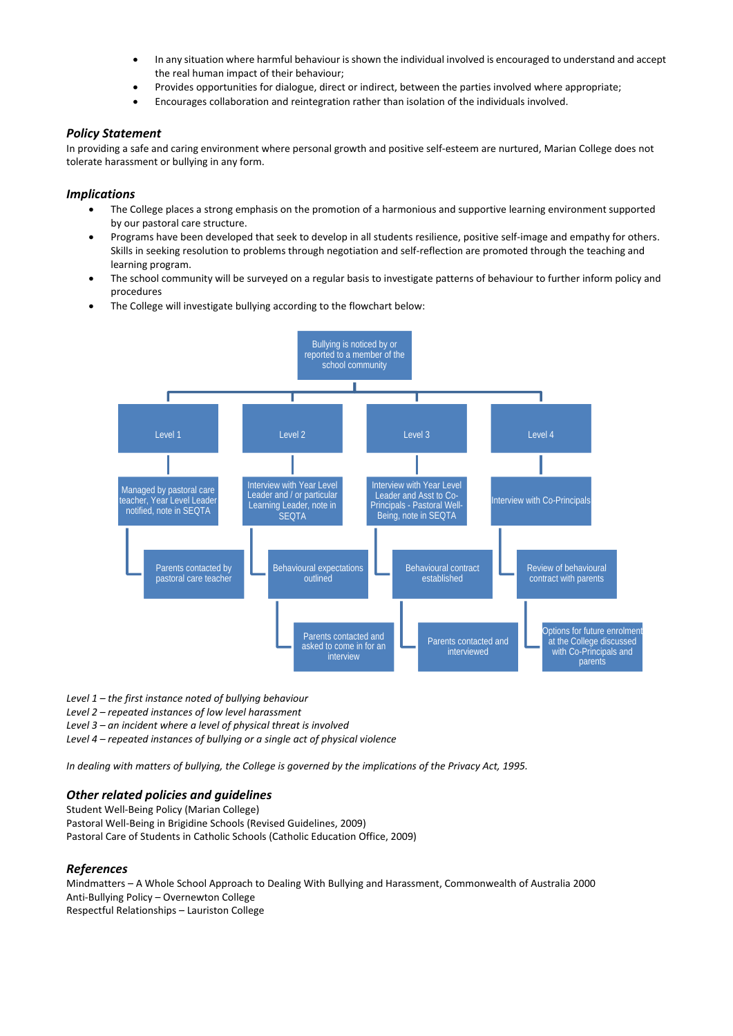- In any situation where harmful behaviour is shown the individual involved is encouraged to understand and accept the real human impact of their behaviour;
- Provides opportunities for dialogue, direct or indirect, between the parties involved where appropriate;
- Encourages collaboration and reintegration rather than isolation of the individuals involved.

### *Policy Statement*

In providing a safe and caring environment where personal growth and positive self-esteem are nurtured, Marian College does not tolerate harassment or bullying in any form.

### *Implications*

- The College places a strong emphasis on the promotion of a harmonious and supportive learning environment supported by our pastoral care structure.
- Programs have been developed that seek to develop in all students resilience, positive self-image and empathy for others. Skills in seeking resolution to problems through negotiation and self-reflection are promoted through the teaching and learning program.
- The school community will be surveyed on a regular basis to investigate patterns of behaviour to further inform policy and procedures
- The College will investigate bullying according to the flowchart below:

Bullying is noticed by or reported to a member of the school community

Level 1
Managed by pastoral care teacher, Year Level Leader notified, note in SEQTA
Parents contacted by pastoral care teacher

Level 2
Interview with Year Level Leader and / or particular Learning Leader, note in SEQTA
Behavioural expectations outlined
Parents contacted and asked to come in for an interview

Level 3
Interview with Year Level Leader and Asst to Co-Principals - Pastoral Well-Being, note in SEQTA
Behavioural contract established
Parents contacted and interviewed

Level 4
Interview with Co-Principals
Review of behavioural contract with parents
Options for future enrolment at the College discussed with Co-Principals and parents

*Level 1 – the first instance noted of bullying behaviour*
*Level 2 – repeated instances of low level harassment*
*Level 3 – an incident where a level of physical threat is involved*
*Level 4 – repeated instances of bullying or a single act of physical violence*

*In dealing with matters of bullying, the College is governed by the implications of the Privacy Act, 1995.*

### *Other related policies and guidelines*

Student Well-Being Policy (Marian College)
Pastoral Well-Being in Brigidine Schools (Revised Guidelines, 2009)
Pastoral Care of Students in Catholic Schools (Catholic Education Office, 2009)

### *References*

Mindmatters – A Whole School Approach to Dealing With Bullying and Harassment, Commonwealth of Australia 2000
Anti-Bullying Policy – Overnewton College
Respectful Relationships – Lauriston College